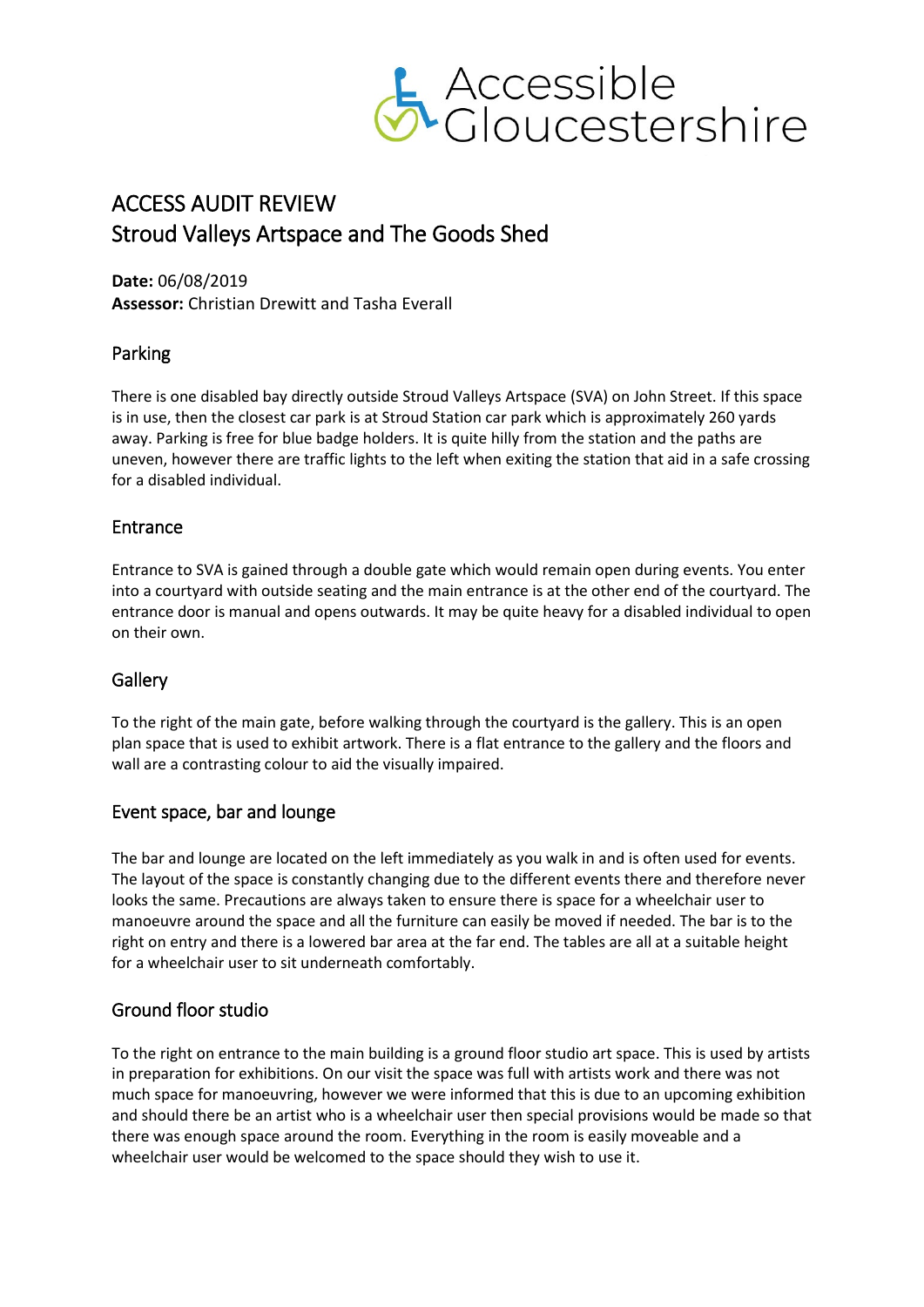Accessible Gloucestershire

# ACCESS AUDIT REVIEW
# Stroud Valleys Artspace and The Goods Shed

**Date:** 06/08/2019
**Assessor:** Christian Drewitt and Tasha Everall

## Parking

There is one disabled bay directly outside Stroud Valleys Artspace (SVA) on John Street. If this space is in use, then the closest car park is at Stroud Station car park which is approximately 260 yards away. Parking is free for blue badge holders. It is quite hilly from the station and the paths are uneven, however there are traffic lights to the left when exiting the station that aid in a safe crossing for a disabled individual.

## Entrance

Entrance to SVA is gained through a double gate which would remain open during events. You enter into a courtyard with outside seating and the main entrance is at the other end of the courtyard. The entrance door is manual and opens outwards. It may be quite heavy for a disabled individual to open on their own.

## Gallery

To the right of the main gate, before walking through the courtyard is the gallery. This is an open plan space that is used to exhibit artwork. There is a flat entrance to the gallery and the floors and wall are a contrasting colour to aid the visually impaired.

## Event space, bar and lounge

The bar and lounge are located on the left immediately as you walk in and is often used for events. The layout of the space is constantly changing due to the different events there and therefore never looks the same. Precautions are always taken to ensure there is space for a wheelchair user to manoeuvre around the space and all the furniture can easily be moved if needed. The bar is to the right on entry and there is a lowered bar area at the far end. The tables are all at a suitable height for a wheelchair user to sit underneath comfortably.

## Ground floor studio

To the right on entrance to the main building is a ground floor studio art space. This is used by artists in preparation for exhibitions. On our visit the space was full with artists work and there was not much space for manoeuvring, however we were informed that this is due to an upcoming exhibition and should there be an artist who is a wheelchair user then special provisions would be made so that there was enough space around the room. Everything in the room is easily moveable and a wheelchair user would be welcomed to the space should they wish to use it.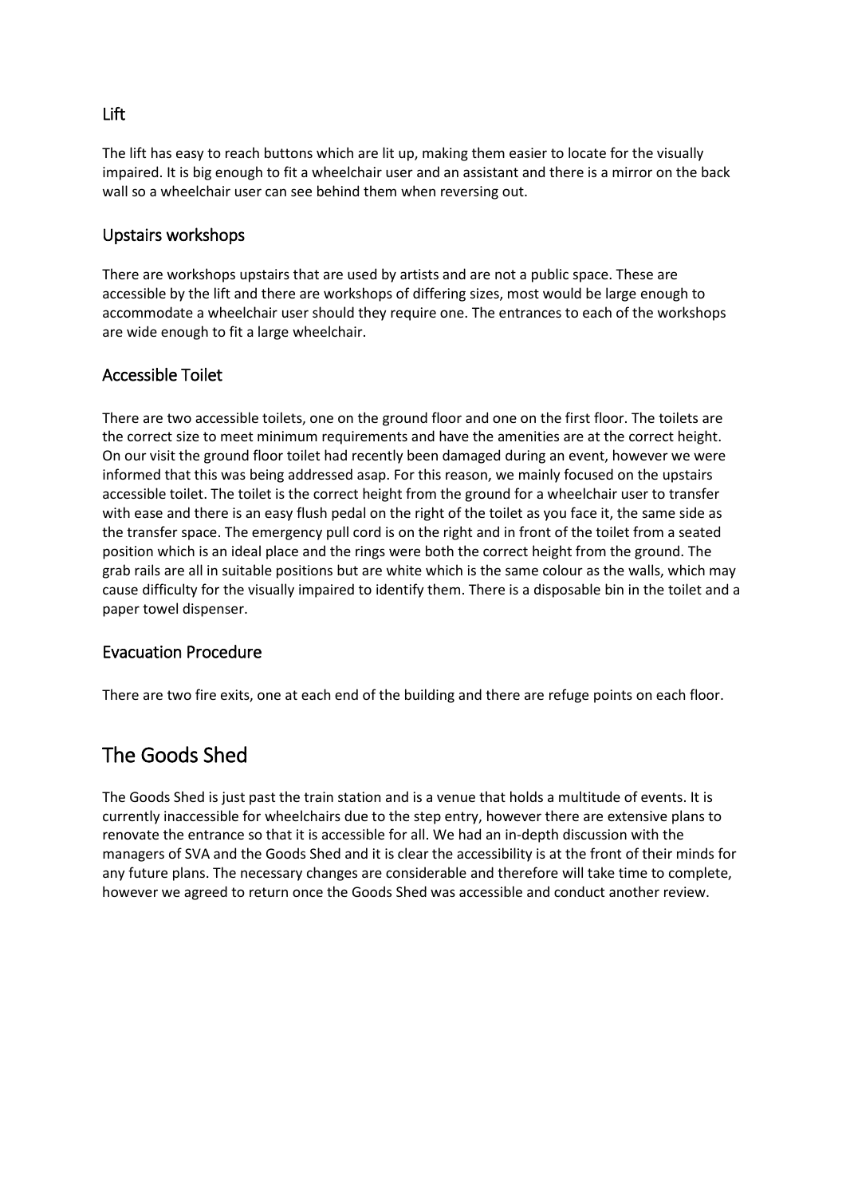### Lift

The lift has easy to reach buttons which are lit up, making them easier to locate for the visually impaired. It is big enough to fit a wheelchair user and an assistant and there is a mirror on the back wall so a wheelchair user can see behind them when reversing out.

### Upstairs workshops

There are workshops upstairs that are used by artists and are not a public space. These are accessible by the lift and there are workshops of differing sizes, most would be large enough to accommodate a wheelchair user should they require one. The entrances to each of the workshops are wide enough to fit a large wheelchair.

### Accessible Toilet

There are two accessible toilets, one on the ground floor and one on the first floor. The toilets are the correct size to meet minimum requirements and have the amenities are at the correct height. On our visit the ground floor toilet had recently been damaged during an event, however we were informed that this was being addressed asap. For this reason, we mainly focused on the upstairs accessible toilet. The toilet is the correct height from the ground for a wheelchair user to transfer with ease and there is an easy flush pedal on the right of the toilet as you face it, the same side as the transfer space. The emergency pull cord is on the right and in front of the toilet from a seated position which is an ideal place and the rings were both the correct height from the ground. The grab rails are all in suitable positions but are white which is the same colour as the walls, which may cause difficulty for the visually impaired to identify them. There is a disposable bin in the toilet and a paper towel dispenser.

### Evacuation Procedure

There are two fire exits, one at each end of the building and there are refuge points on each floor.

## The Goods Shed

The Goods Shed is just past the train station and is a venue that holds a multitude of events. It is currently inaccessible for wheelchairs due to the step entry, however there are extensive plans to renovate the entrance so that it is accessible for all. We had an in-depth discussion with the managers of SVA and the Goods Shed and it is clear the accessibility is at the front of their minds for any future plans. The necessary changes are considerable and therefore will take time to complete, however we agreed to return once the Goods Shed was accessible and conduct another review.